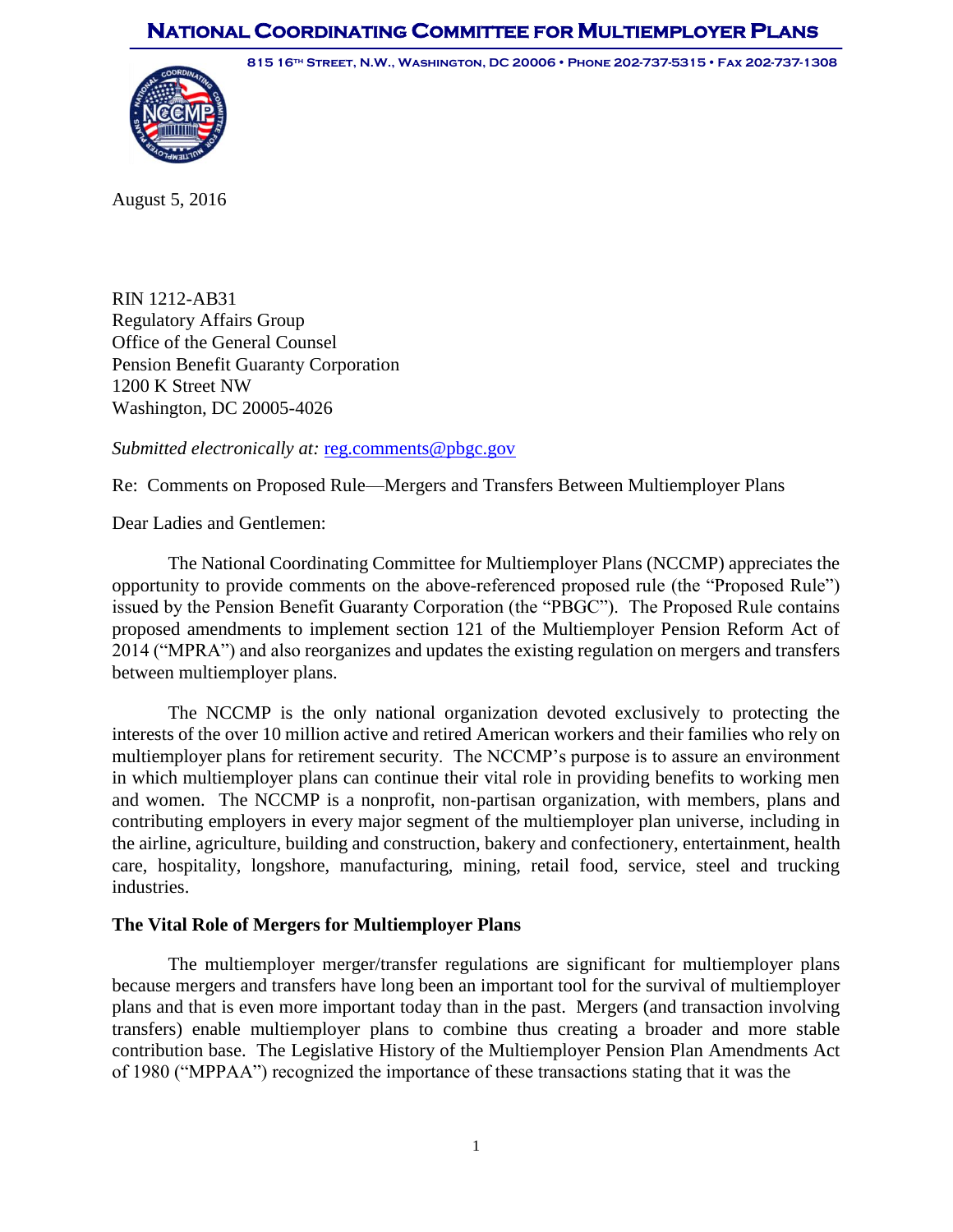# National Coordinating Committee for Multiemployer Plans

815 16th Street, N.W., Washington, DC 20006 • Phone 202-737-5315 • Fax 202-737-1308

August 5, 2016

RIN 1212-AB31
Regulatory Affairs Group
Office of the General Counsel
Pension Benefit Guaranty Corporation
1200 K Street NW
Washington, DC 20005-4026

*Submitted electronically at:* reg.comments@pbgc.gov

Re: Comments on Proposed Rule—Mergers and Transfers Between Multiemployer Plans

Dear Ladies and Gentlemen:

The National Coordinating Committee for Multiemployer Plans (NCCMP) appreciates the opportunity to provide comments on the above-referenced proposed rule (the "Proposed Rule") issued by the Pension Benefit Guaranty Corporation (the "PBGC"). The Proposed Rule contains proposed amendments to implement section 121 of the Multiemployer Pension Reform Act of 2014 ("MPRA") and also reorganizes and updates the existing regulation on mergers and transfers between multiemployer plans.

The NCCMP is the only national organization devoted exclusively to protecting the interests of the over 10 million active and retired American workers and their families who rely on multiemployer plans for retirement security. The NCCMP's purpose is to assure an environment in which multiemployer plans can continue their vital role in providing benefits to working men and women. The NCCMP is a nonprofit, non-partisan organization, with members, plans and contributing employers in every major segment of the multiemployer plan universe, including in the airline, agriculture, building and construction, bakery and confectionery, entertainment, health care, hospitality, longshore, manufacturing, mining, retail food, service, steel and trucking industries.

**The Vital Role of Mergers for Multiemployer Plans**

The multiemployer merger/transfer regulations are significant for multiemployer plans because mergers and transfers have long been an important tool for the survival of multiemployer plans and that is even more important today than in the past. Mergers (and transaction involving transfers) enable multiemployer plans to combine thus creating a broader and more stable contribution base. The Legislative History of the Multiemployer Pension Plan Amendments Act of 1980 ("MPPAA") recognized the importance of these transactions stating that it was the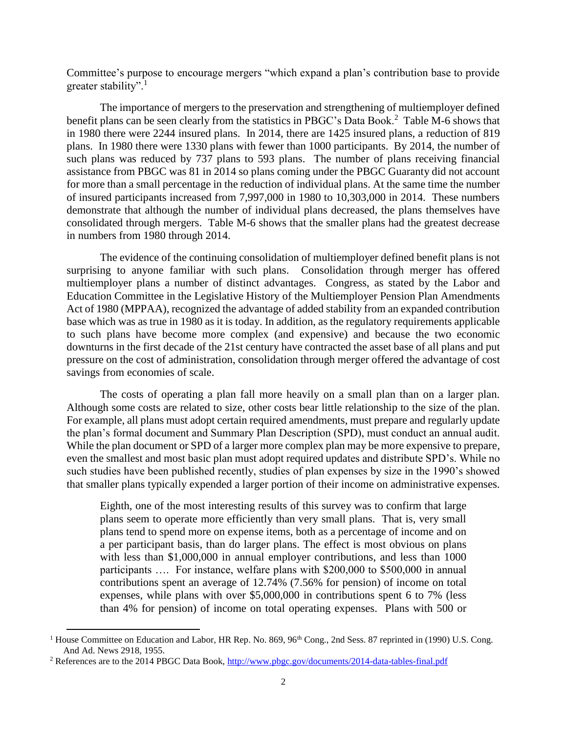Committee's purpose to encourage mergers "which expand a plan's contribution base to provide greater stability".[1]

The importance of mergers to the preservation and strengthening of multiemployer defined benefit plans can be seen clearly from the statistics in PBGC's Data Book.[2] Table M-6 shows that in 1980 there were 2244 insured plans. In 2014, there are 1425 insured plans, a reduction of 819 plans. In 1980 there were 1330 plans with fewer than 1000 participants. By 2014, the number of such plans was reduced by 737 plans to 593 plans. The number of plans receiving financial assistance from PBGC was 81 in 2014 so plans coming under the PBGC Guaranty did not account for more than a small percentage in the reduction of individual plans. At the same time the number of insured participants increased from 7,997,000 in 1980 to 10,303,000 in 2014. These numbers demonstrate that although the number of individual plans decreased, the plans themselves have consolidated through mergers. Table M-6 shows that the smaller plans had the greatest decrease in numbers from 1980 through 2014.

The evidence of the continuing consolidation of multiemployer defined benefit plans is not surprising to anyone familiar with such plans. Consolidation through merger has offered multiemployer plans a number of distinct advantages. Congress, as stated by the Labor and Education Committee in the Legislative History of the Multiemployer Pension Plan Amendments Act of 1980 (MPPAA), recognized the advantage of added stability from an expanded contribution base which was as true in 1980 as it is today. In addition, as the regulatory requirements applicable to such plans have become more complex (and expensive) and because the two economic downturns in the first decade of the 21st century have contracted the asset base of all plans and put pressure on the cost of administration, consolidation through merger offered the advantage of cost savings from economies of scale.

The costs of operating a plan fall more heavily on a small plan than on a larger plan. Although some costs are related to size, other costs bear little relationship to the size of the plan. For example, all plans must adopt certain required amendments, must prepare and regularly update the plan's formal document and Summary Plan Description (SPD), must conduct an annual audit. While the plan document or SPD of a larger more complex plan may be more expensive to prepare, even the smallest and most basic plan must adopt required updates and distribute SPD's. While no such studies have been published recently, studies of plan expenses by size in the 1990's showed that smaller plans typically expended a larger portion of their income on administrative expenses.

> Eighth, one of the most interesting results of this survey was to confirm that large plans seem to operate more efficiently than very small plans. That is, very small plans tend to spend more on expense items, both as a percentage of income and on a per participant basis, than do larger plans. The effect is most obvious on plans with less than $1,000,000 in annual employer contributions, and less than 1000 participants …. For instance, welfare plans with $200,000 to $500,000 in annual contributions spent an average of 12.74% (7.56% for pension) of income on total expenses, while plans with over $5,000,000 in contributions spent 6 to 7% (less than 4% for pension) of income on total operating expenses. Plans with 500 or

---

[1] House Committee on Education and Labor, HR Rep. No. 869, 96th Cong., 2nd Sess. 87 reprinted in (1990) U.S. Cong. And Ad. News 2918, 1955.

[2] References are to the 2014 PBGC Data Book, http://www.pbgc.gov/documents/2014-data-tables-final.pdf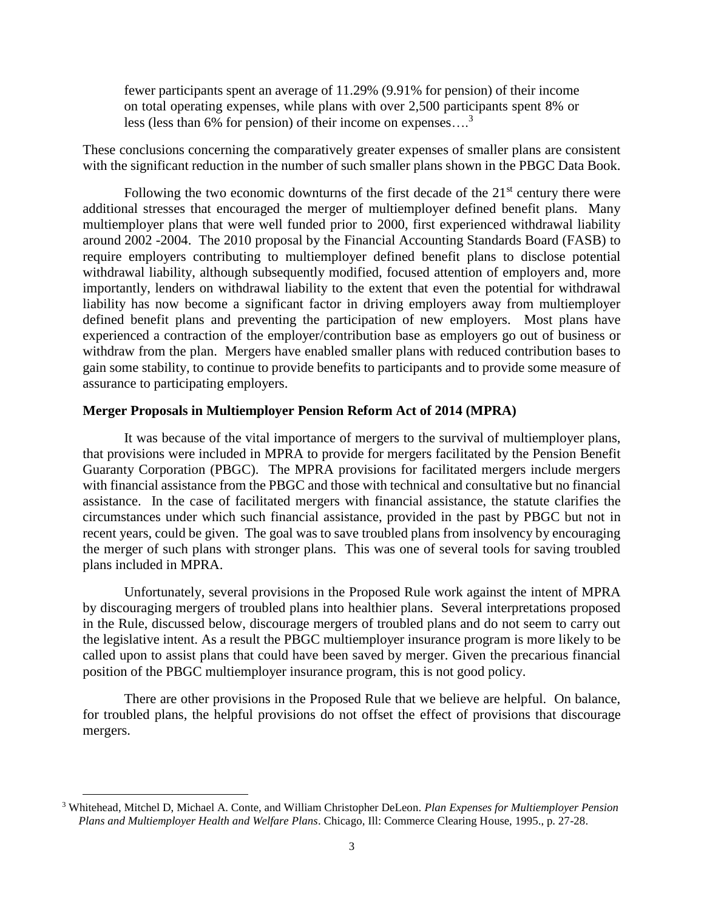> fewer participants spent an average of 11.29% (9.91% for pension) of their income on total operating expenses, while plans with over 2,500 participants spent 8% or less (less than 6% for pension) of their income on expenses….[3]

These conclusions concerning the comparatively greater expenses of smaller plans are consistent with the significant reduction in the number of such smaller plans shown in the PBGC Data Book.

Following the two economic downturns of the first decade of the 21st century there were additional stresses that encouraged the merger of multiemployer defined benefit plans. Many multiemployer plans that were well funded prior to 2000, first experienced withdrawal liability around 2002 -2004. The 2010 proposal by the Financial Accounting Standards Board (FASB) to require employers contributing to multiemployer defined benefit plans to disclose potential withdrawal liability, although subsequently modified, focused attention of employers and, more importantly, lenders on withdrawal liability to the extent that even the potential for withdrawal liability has now become a significant factor in driving employers away from multiemployer defined benefit plans and preventing the participation of new employers. Most plans have experienced a contraction of the employer/contribution base as employers go out of business or withdraw from the plan. Mergers have enabled smaller plans with reduced contribution bases to gain some stability, to continue to provide benefits to participants and to provide some measure of assurance to participating employers.

**Merger Proposals in Multiemployer Pension Reform Act of 2014 (MPRA)**

It was because of the vital importance of mergers to the survival of multiemployer plans, that provisions were included in MPRA to provide for mergers facilitated by the Pension Benefit Guaranty Corporation (PBGC). The MPRA provisions for facilitated mergers include mergers with financial assistance from the PBGC and those with technical and consultative but no financial assistance. In the case of facilitated mergers with financial assistance, the statute clarifies the circumstances under which such financial assistance, provided in the past by PBGC but not in recent years, could be given. The goal was to save troubled plans from insolvency by encouraging the merger of such plans with stronger plans. This was one of several tools for saving troubled plans included in MPRA.

Unfortunately, several provisions in the Proposed Rule work against the intent of MPRA by discouraging mergers of troubled plans into healthier plans. Several interpretations proposed in the Rule, discussed below, discourage mergers of troubled plans and do not seem to carry out the legislative intent. As a result the PBGC multiemployer insurance program is more likely to be called upon to assist plans that could have been saved by merger. Given the precarious financial position of the PBGC multiemployer insurance program, this is not good policy.

There are other provisions in the Proposed Rule that we believe are helpful. On balance, for troubled plans, the helpful provisions do not offset the effect of provisions that discourage mergers.

---

[3] Whitehead, Mitchel D, Michael A. Conte, and William Christopher DeLeon. *Plan Expenses for Multiemployer Pension Plans and Multiemployer Health and Welfare Plans*. Chicago, Ill: Commerce Clearing House, 1995., p. 27-28.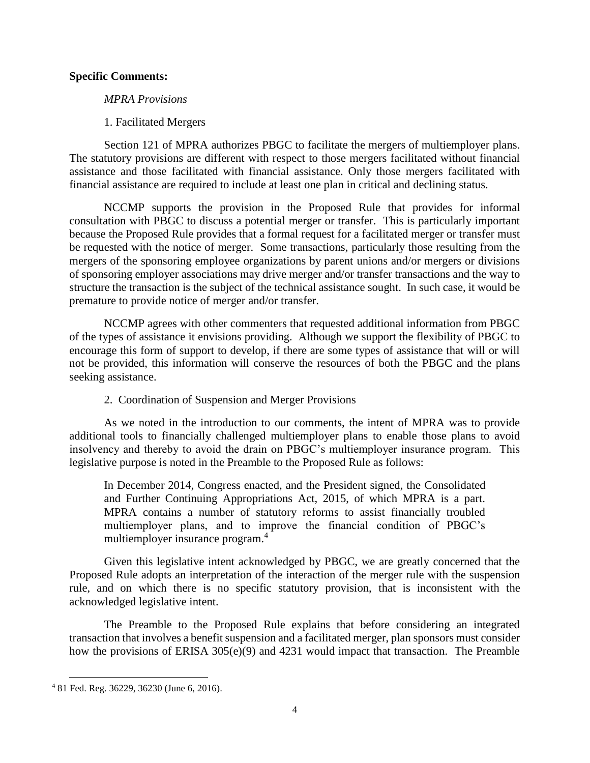**Specific Comments:**

*MPRA Provisions*

1. Facilitated Mergers

Section 121 of MPRA authorizes PBGC to facilitate the mergers of multiemployer plans. The statutory provisions are different with respect to those mergers facilitated without financial assistance and those facilitated with financial assistance. Only those mergers facilitated with financial assistance are required to include at least one plan in critical and declining status.

NCCMP supports the provision in the Proposed Rule that provides for informal consultation with PBGC to discuss a potential merger or transfer. This is particularly important because the Proposed Rule provides that a formal request for a facilitated merger or transfer must be requested with the notice of merger. Some transactions, particularly those resulting from the mergers of the sponsoring employee organizations by parent unions and/or mergers or divisions of sponsoring employer associations may drive merger and/or transfer transactions and the way to structure the transaction is the subject of the technical assistance sought. In such case, it would be premature to provide notice of merger and/or transfer.

NCCMP agrees with other commenters that requested additional information from PBGC of the types of assistance it envisions providing. Although we support the flexibility of PBGC to encourage this form of support to develop, if there are some types of assistance that will or will not be provided, this information will conserve the resources of both the PBGC and the plans seeking assistance.

2. Coordination of Suspension and Merger Provisions

As we noted in the introduction to our comments, the intent of MPRA was to provide additional tools to financially challenged multiemployer plans to enable those plans to avoid insolvency and thereby to avoid the drain on PBGC's multiemployer insurance program. This legislative purpose is noted in the Preamble to the Proposed Rule as follows:

> In December 2014, Congress enacted, and the President signed, the Consolidated and Further Continuing Appropriations Act, 2015, of which MPRA is a part. MPRA contains a number of statutory reforms to assist financially troubled multiemployer plans, and to improve the financial condition of PBGC's multiemployer insurance program.[4]

Given this legislative intent acknowledged by PBGC, we are greatly concerned that the Proposed Rule adopts an interpretation of the interaction of the merger rule with the suspension rule, and on which there is no specific statutory provision, that is inconsistent with the acknowledged legislative intent.

The Preamble to the Proposed Rule explains that before considering an integrated transaction that involves a benefit suspension and a facilitated merger, plan sponsors must consider how the provisions of ERISA 305(e)(9) and 4231 would impact that transaction. The Preamble

---

[4] 81 Fed. Reg. 36229, 36230 (June 6, 2016).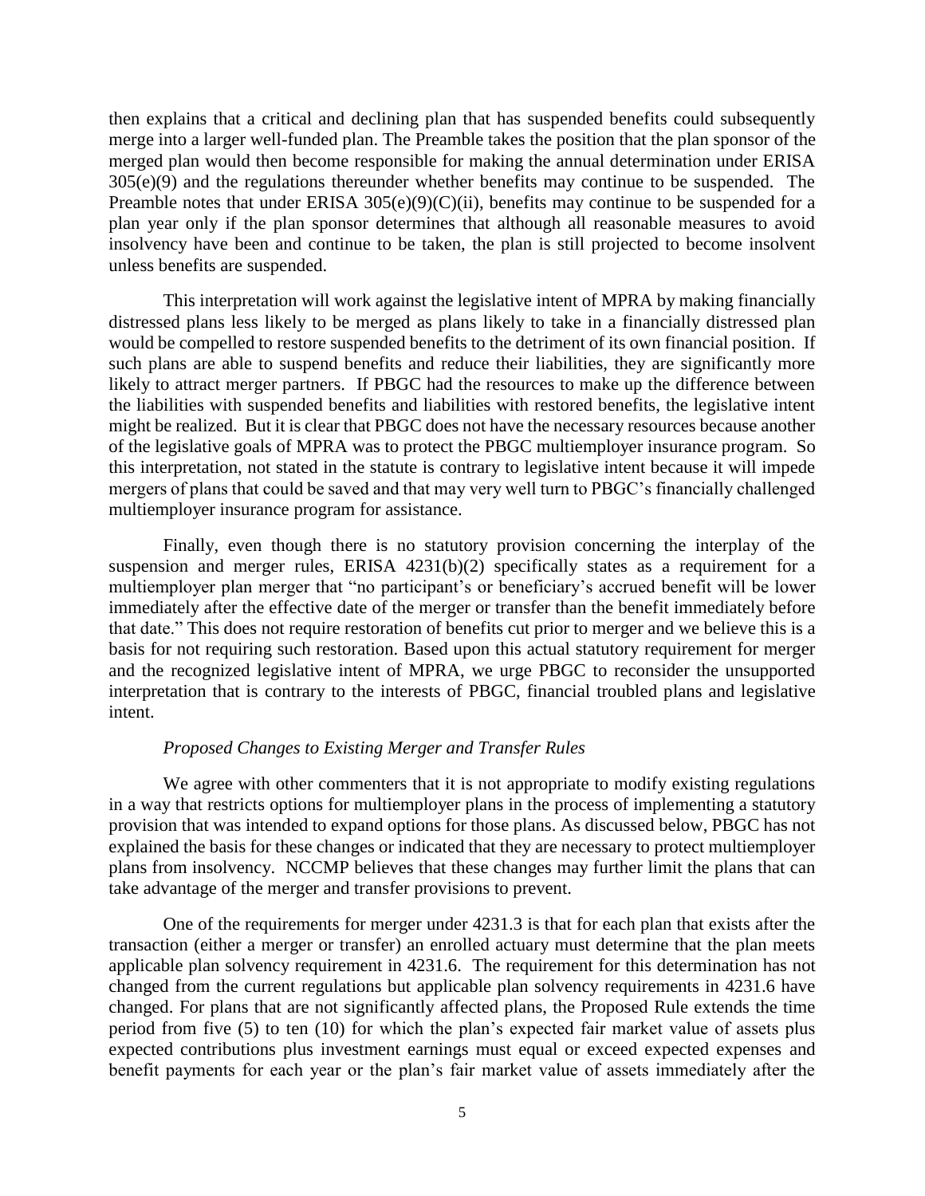then explains that a critical and declining plan that has suspended benefits could subsequently merge into a larger well-funded plan. The Preamble takes the position that the plan sponsor of the merged plan would then become responsible for making the annual determination under ERISA 305(e)(9) and the regulations thereunder whether benefits may continue to be suspended. The Preamble notes that under ERISA 305(e)(9)(C)(ii), benefits may continue to be suspended for a plan year only if the plan sponsor determines that although all reasonable measures to avoid insolvency have been and continue to be taken, the plan is still projected to become insolvent unless benefits are suspended.

This interpretation will work against the legislative intent of MPRA by making financially distressed plans less likely to be merged as plans likely to take in a financially distressed plan would be compelled to restore suspended benefits to the detriment of its own financial position. If such plans are able to suspend benefits and reduce their liabilities, they are significantly more likely to attract merger partners. If PBGC had the resources to make up the difference between the liabilities with suspended benefits and liabilities with restored benefits, the legislative intent might be realized. But it is clear that PBGC does not have the necessary resources because another of the legislative goals of MPRA was to protect the PBGC multiemployer insurance program. So this interpretation, not stated in the statute is contrary to legislative intent because it will impede mergers of plans that could be saved and that may very well turn to PBGC's financially challenged multiemployer insurance program for assistance.

Finally, even though there is no statutory provision concerning the interplay of the suspension and merger rules, ERISA 4231(b)(2) specifically states as a requirement for a multiemployer plan merger that "no participant's or beneficiary's accrued benefit will be lower immediately after the effective date of the merger or transfer than the benefit immediately before that date." This does not require restoration of benefits cut prior to merger and we believe this is a basis for not requiring such restoration. Based upon this actual statutory requirement for merger and the recognized legislative intent of MPRA, we urge PBGC to reconsider the unsupported interpretation that is contrary to the interests of PBGC, financial troubled plans and legislative intent.

*Proposed Changes to Existing Merger and Transfer Rules*

We agree with other commenters that it is not appropriate to modify existing regulations in a way that restricts options for multiemployer plans in the process of implementing a statutory provision that was intended to expand options for those plans. As discussed below, PBGC has not explained the basis for these changes or indicated that they are necessary to protect multiemployer plans from insolvency. NCCMP believes that these changes may further limit the plans that can take advantage of the merger and transfer provisions to prevent.

One of the requirements for merger under 4231.3 is that for each plan that exists after the transaction (either a merger or transfer) an enrolled actuary must determine that the plan meets applicable plan solvency requirement in 4231.6. The requirement for this determination has not changed from the current regulations but applicable plan solvency requirements in 4231.6 have changed. For plans that are not significantly affected plans, the Proposed Rule extends the time period from five (5) to ten (10) for which the plan's expected fair market value of assets plus expected contributions plus investment earnings must equal or exceed expected expenses and benefit payments for each year or the plan's fair market value of assets immediately after the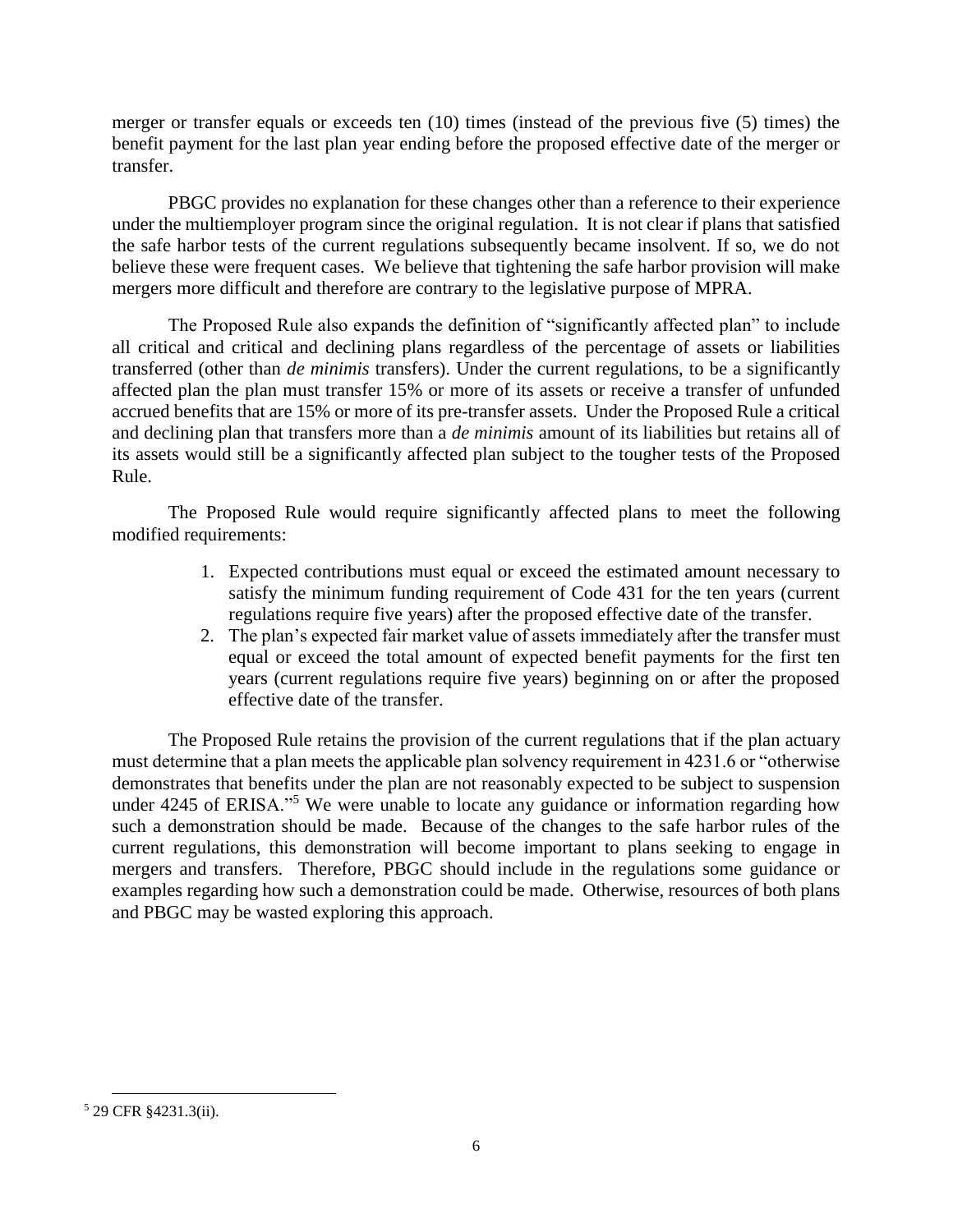merger or transfer equals or exceeds ten (10) times (instead of the previous five (5) times) the benefit payment for the last plan year ending before the proposed effective date of the merger or transfer.

PBGC provides no explanation for these changes other than a reference to their experience under the multiemployer program since the original regulation. It is not clear if plans that satisfied the safe harbor tests of the current regulations subsequently became insolvent. If so, we do not believe these were frequent cases. We believe that tightening the safe harbor provision will make mergers more difficult and therefore are contrary to the legislative purpose of MPRA.

The Proposed Rule also expands the definition of "significantly affected plan" to include all critical and critical and declining plans regardless of the percentage of assets or liabilities transferred (other than *de minimis* transfers). Under the current regulations, to be a significantly affected plan the plan must transfer 15% or more of its assets or receive a transfer of unfunded accrued benefits that are 15% or more of its pre-transfer assets. Under the Proposed Rule a critical and declining plan that transfers more than a *de minimis* amount of its liabilities but retains all of its assets would still be a significantly affected plan subject to the tougher tests of the Proposed Rule.

The Proposed Rule would require significantly affected plans to meet the following modified requirements:

1. Expected contributions must equal or exceed the estimated amount necessary to satisfy the minimum funding requirement of Code 431 for the ten years (current regulations require five years) after the proposed effective date of the transfer.
2. The plan's expected fair market value of assets immediately after the transfer must equal or exceed the total amount of expected benefit payments for the first ten years (current regulations require five years) beginning on or after the proposed effective date of the transfer.

The Proposed Rule retains the provision of the current regulations that if the plan actuary must determine that a plan meets the applicable plan solvency requirement in 4231.6 or "otherwise demonstrates that benefits under the plan are not reasonably expected to be subject to suspension under 4245 of ERISA."[5] We were unable to locate any guidance or information regarding how such a demonstration should be made. Because of the changes to the safe harbor rules of the current regulations, this demonstration will become important to plans seeking to engage in mergers and transfers. Therefore, PBGC should include in the regulations some guidance or examples regarding how such a demonstration could be made. Otherwise, resources of both plans and PBGC may be wasted exploring this approach.

[5] 29 CFR §4231.3(ii).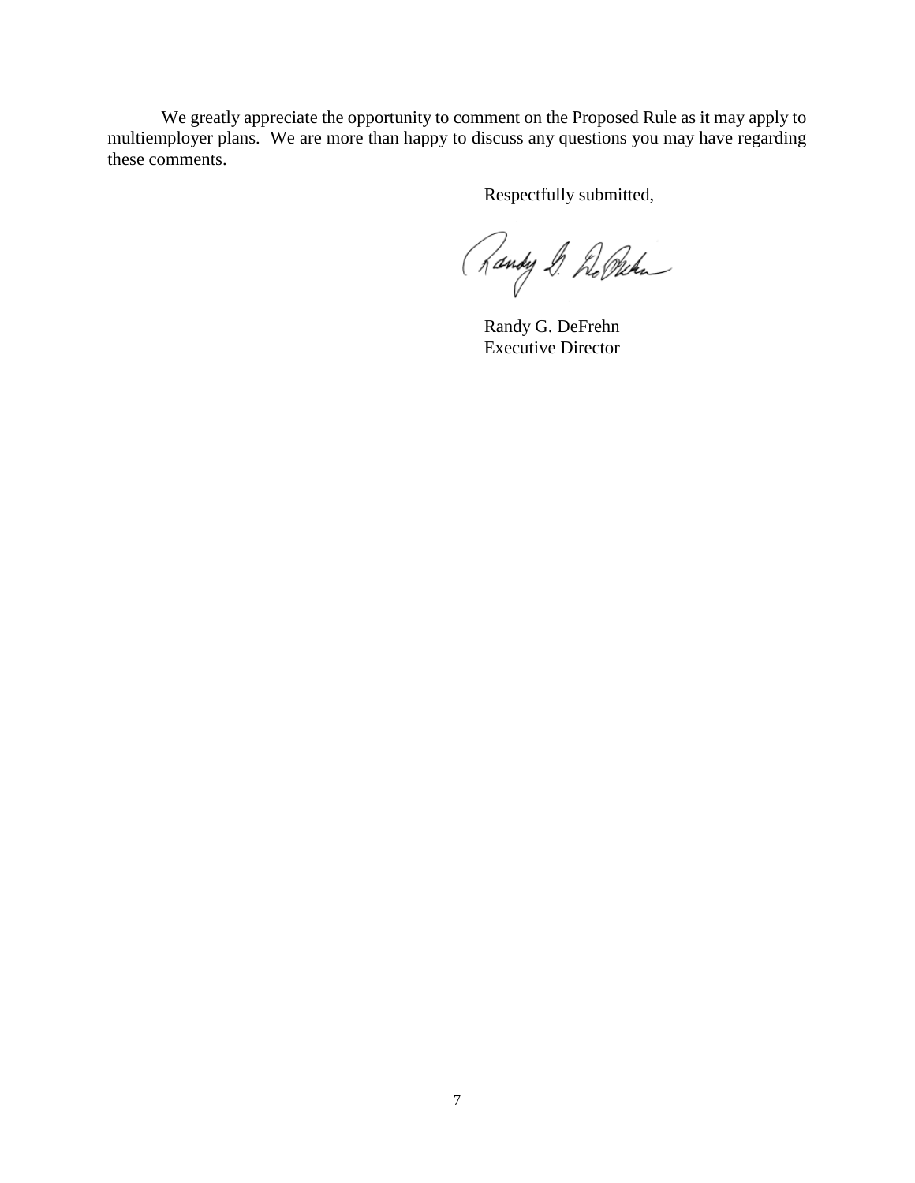We greatly appreciate the opportunity to comment on the Proposed Rule as it may apply to multiemployer plans. We are more than happy to discuss any questions you may have regarding these comments.

Respectfully submitted,

Randy G. DeFrehn
Executive Director